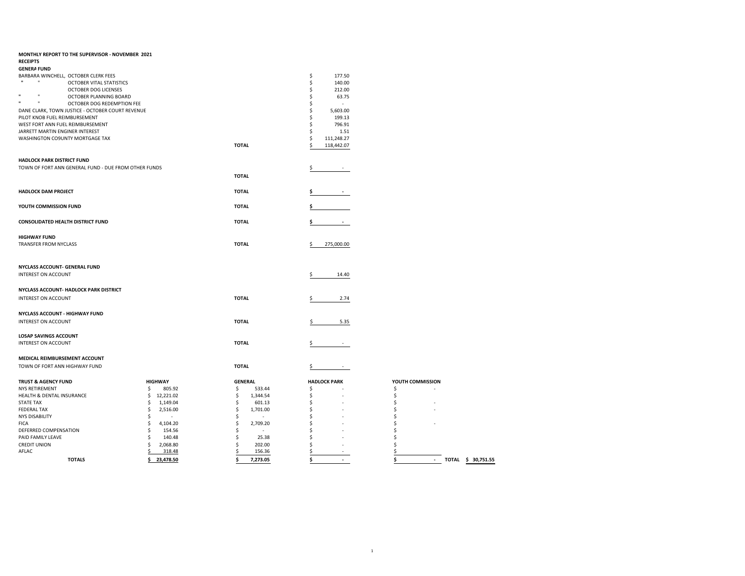**MONTHLY REPORT TO THE SUPERVISOR - NOVEMBER 2021**

**RECEIPTS**

**GENERA FUND**

| | | |
|---|---|---|
| BARBARA WINCHELL, OCTOBER CLERK FEES | | $ 177.50 |
| " " OCTOBER VITAL STATISTICS | | $ 140.00 |
| OCTOBER DOG LICENSES | | $ 212.00 |
| " " OCTOBER PLANNING BOARD | | $ 63.75 |
| " " OCTOBER DOG REDEMPTION FEE | | $ - |
| DANE CLARK, TOWN JUSTICE - OCTOBER COURT REVENUE | | $ 5,603.00 |
| PILOT KNOB FUEL REIMBURSEMENT | | $ 199.13 |
| WEST FORT ANN FUEL REIMBURSEMENT | | $ 796.91 |
| JARRETT MARTIN ENGINER INTEREST | | $ 1.51 |
| WASHINGTON CO9UNTY MORTGAGE TAX | | $ 111,248.27 |
| | **TOTAL** | $ 118,442.07 |

**HADLOCK PARK DISTRICT FUND**

| | | |
|---|---|---|
| TOWN OF FORT ANN GENERAL FUND - DUE FROM OTHER FUNDS | | $ - |
| | **TOTAL** | |

| | | |
|---|---|---|
| **HADLOCK DAM PROJECT** | **TOTAL** | **$ -** |
| **YOUTH COMMISSION FUND** | **TOTAL** | **$** |
| **CONSOLIDATED HEALTH DISTRICT FUND** | **TOTAL** | **$ -** |

**HIGHWAY FUND**

| | | |
|---|---|---|
| TRANSFER FROM NYCLASS | **TOTAL** | $ 275,000.00 |

**NYCLASS ACCOUNT- GENERAL FUND**

| | | |
|---|---|---|
| INTEREST ON ACCOUNT | | $ 14.40 |

**NYCLASS ACCOUNT- HADLOCK PARK DISTRICT**

| | | |
|---|---|---|
| INTEREST ON ACCOUNT | **TOTAL** | $ 2.74 |

**NYCLASS ACCOUNT - HIGHWAY FUND**

| | | |
|---|---|---|
| INTEREST ON ACCOUNT | **TOTAL** | $ 5.35 |

**LOSAP SAVINGS ACCOUNT**

| | | |
|---|---|---|
| INTEREST ON ACCOUNT | **TOTAL** | $ - |

**MEDICAL REIMBURSEMENT ACCOUNT**

| | | |
|---|---|---|
| TOWN OF FORT ANN HIGHWAY FUND | **TOTAL** | $ - |

| **TRUST & AGENCY FUND** | **HIGHWAY** | **GENERAL** | **HADLOCK PARK** | **YOUTH COMMISSION** | |
|---|---|---|---|---|---|
| NYS RETIREMENT | $ 805.92 | $ 533.44 | $ - | $ - | |
| HEALTH & DENTAL INSURANCE | $ 12,221.02 | $ 1,344.54 | $ - | $ | |
| STATE TAX | $ 1,149.04 | $ 601.13 | $ - | $ - | |
| FEDERAL TAX | $ 2,516.00 | $ 1,701.00 | $ - | $ - | |
| NYS DISABILITY | $ - | $ - | $ - | $ | |
| FICA | $ 4,104.20 | $ 2,709.20 | $ - | $ - | |
| DEFERRED COMPENSATION | $ 154.56 | $ - | $ - | $ | |
| PAID FAMILY LEAVE | $ 140.48 | $ 25.38 | $ - | $ | |
| CREDIT UNION | $ 2,068.80 | $ 202.00 | $ - | $ | |
| AFLAC | $ 318.48 | $ 156.36 | $ - | $ | |
| **TOTALS** | **$ 23,478.50** | **$ 7,273.05** | **$ -** | **$ -** | **TOTAL $ 30,751.55** |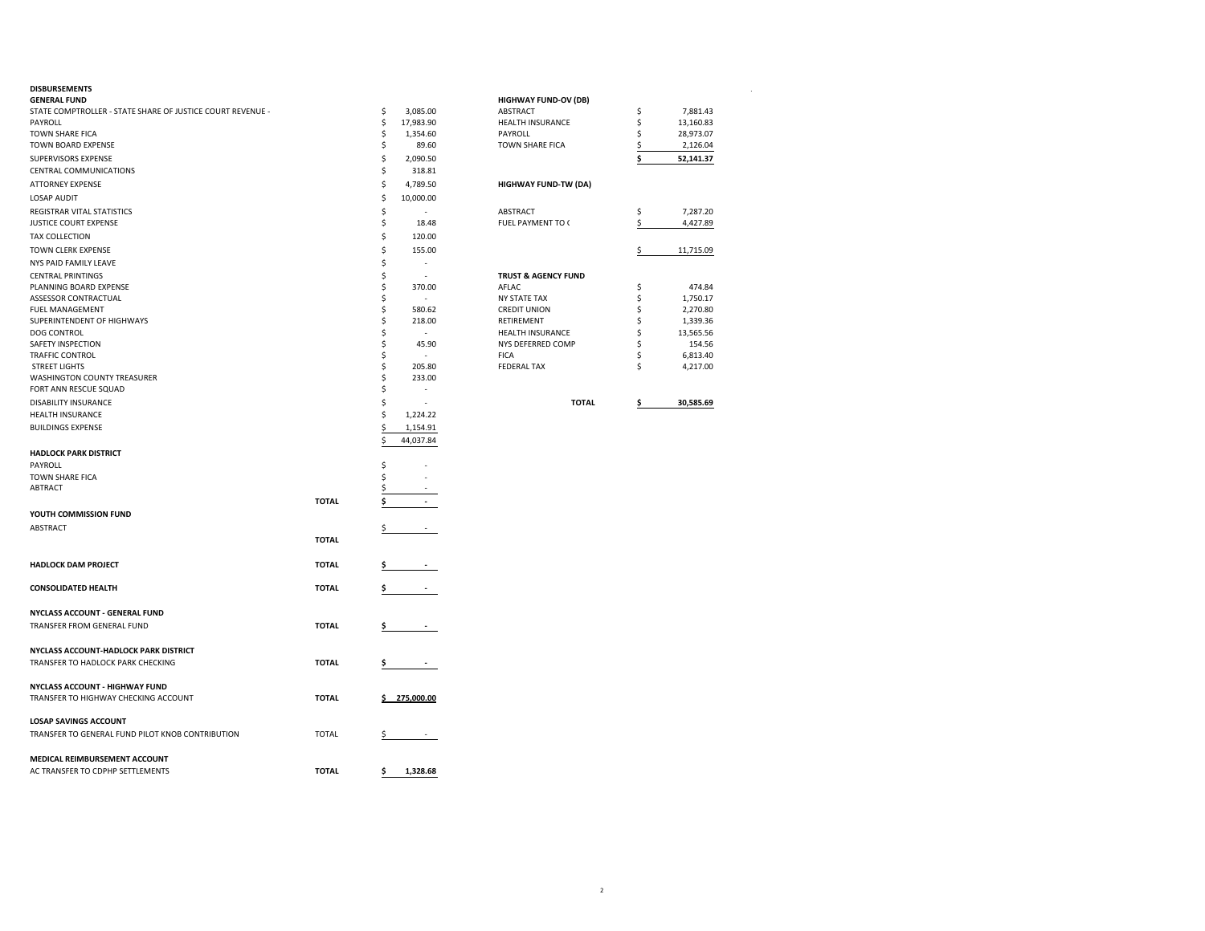# DISBURSEMENTS

## GENERAL FUND

| Item | Amount |
|---|---|
| STATE COMPTROLLER - STATE SHARE OF JUSTICE COURT REVENUE - | $ 3,085.00 |
| PAYROLL | $ 17,983.90 |
| TOWN SHARE FICA | $ 1,354.60 |
| TOWN BOARD EXPENSE | $ 89.60 |
| SUPERVISORS EXPENSE | $ 2,090.50 |
| CENTRAL COMMUNICATIONS | $ 318.81 |
| ATTORNEY EXPENSE | $ 4,789.50 |
| LOSAP AUDIT | $ 10,000.00 |
| REGISTRAR VITAL STATISTICS | $ - |
| JUSTICE COURT EXPENSE | $ 18.48 |
| TAX COLLECTION | $ 120.00 |
| TOWN CLERK EXPENSE | $ 155.00 |
| NYS PAID FAMILY LEAVE | $ - |
| CENTRAL PRINTINGS | $ - |
| PLANNING BOARD EXPENSE | $ 370.00 |
| ASSESSOR CONTRACTUAL | $ - |
| FUEL MANAGEMENT | $ 580.62 |
| SUPERINTENDENT OF HIGHWAYS | $ 218.00 |
| DOG CONTROL | $ - |
| SAFETY INSPECTION | $ 45.90 |
| TRAFFIC CONTROL | $ - |
| STREET LIGHTS | $ 205.80 |
| WASHINGTON COUNTY TREASURER | $ 233.00 |
| FORT ANN RESCUE SQUAD | $ - |
| DISABILITY INSURANCE | $ - |
| HEALTH INSURANCE | $ 1,224.22 |
| BUILDINGS EXPENSE | $ 1,154.91 |
| | $ 44,037.84 |

## HADLOCK PARK DISTRICT

| Item | Amount |
|---|---|
| PAYROLL | $ - |
| TOWN SHARE FICA | $ - |
| ABTRACT | $ - |
| **TOTAL** | **$ -** |

## YOUTH COMMISSION FUND

| Item | Amount |
|---|---|
| ABSTRACT | $ - |
| **TOTAL** | |

| Item | | Amount |
|---|---|---|
| **HADLOCK DAM PROJECT** | **TOTAL** | **$ -** |
| **CONSOLIDATED HEALTH** | **TOTAL** | **$ -** |

## NYCLASS ACCOUNT - GENERAL FUND

| Item | | Amount |
|---|---|---|
| TRANSFER FROM GENERAL FUND | **TOTAL** | **$ -** |

## NYCLASS ACCOUNT-HADLOCK PARK DISTRICT

| Item | | Amount |
|---|---|---|
| TRANSFER TO HADLOCK PARK CHECKING | **TOTAL** | **$ -** |

## NYCLASS ACCOUNT - HIGHWAY FUND

| Item | | Amount |
|---|---|---|
| TRANSFER TO HIGHWAY CHECKING ACCOUNT | **TOTAL** | **$ 275,000.00** |

## LOSAP SAVINGS ACCOUNT

| Item | | Amount |
|---|---|---|
| TRANSFER TO GENERAL FUND PILOT KNOB CONTRIBUTION | TOTAL | $ - |

## MEDICAL REIMBURSEMENT ACCOUNT

| Item | | Amount |
|---|---|---|
| AC TRANSFER TO CDPHP SETTLEMENTS | **TOTAL** | **$ 1,328.68** |

## HIGHWAY FUND-OV (DB)

| Item | Amount |
|---|---|
| ABSTRACT | $ 7,881.43 |
| HEALTH INSURANCE | $ 13,160.83 |
| PAYROLL | $ 28,973.07 |
| TOWN SHARE FICA | $ 2,126.04 |
| | **$ 52,141.37** |

## HIGHWAY FUND-TW (DA)

| Item | Amount |
|---|---|
| ABSTRACT | $ 7,287.20 |
| FUEL PAYMENT TO ( | $ 4,427.89 |
| | $ 11,715.09 |

## TRUST & AGENCY FUND

| Item | Amount |
|---|---|
| AFLAC | $ 474.84 |
| NY STATE TAX | $ 1,750.17 |
| CREDIT UNION | $ 2,270.80 |
| RETIREMENT | $ 1,339.36 |
| HEALTH INSURANCE | $ 13,565.56 |
| NYS DEFERRED COMP | $ 154.56 |
| FICA | $ 6,813.40 |
| FEDERAL TAX | $ 4,217.00 |
| **TOTAL** | **$ 30,585.69** |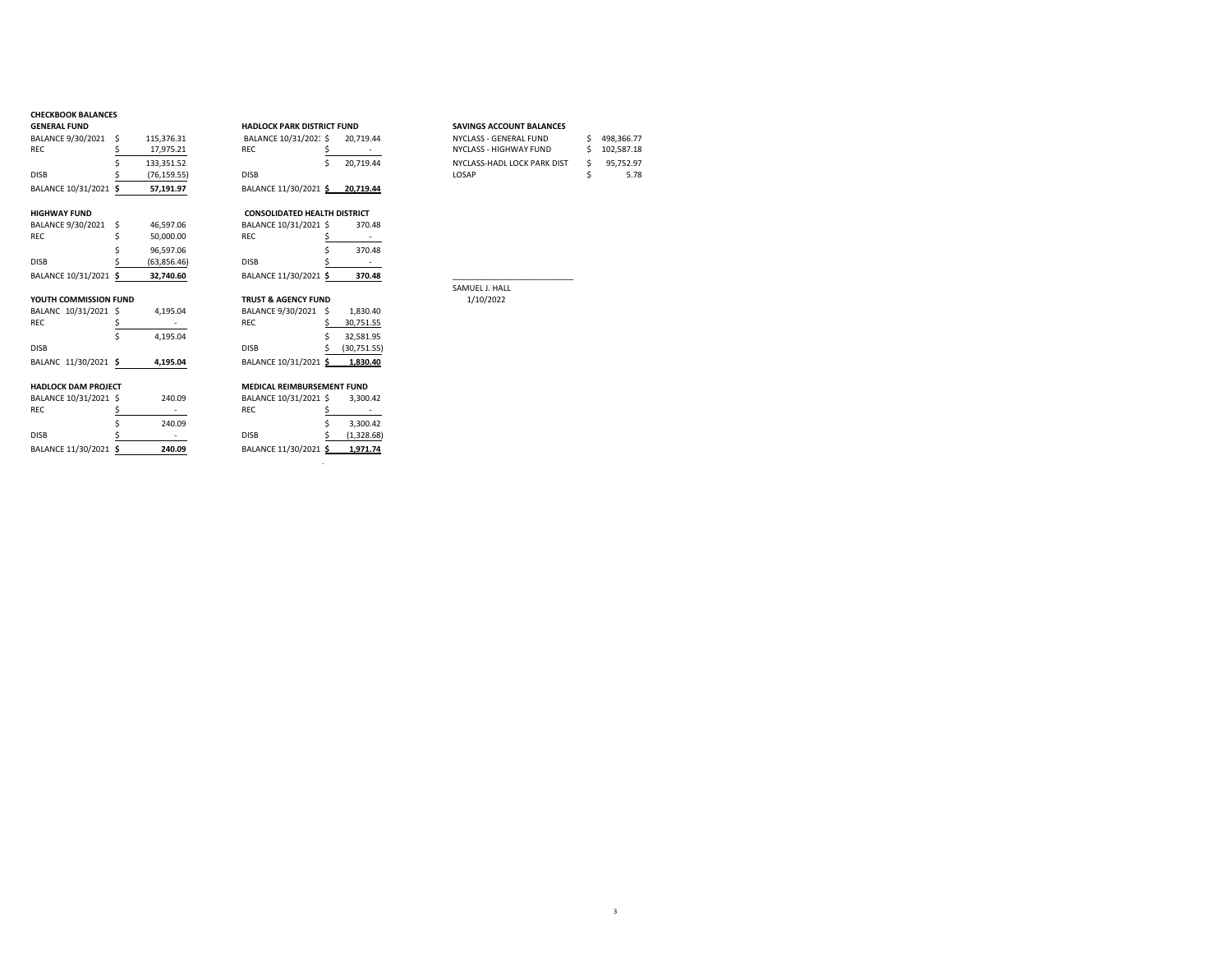**CHECKBOOK BALANCES**

**GENERAL FUND**

| | | |
|---|---|---|
| BALANCE 9/30/2021 | $ | 115,376.31 |
| REC | $ | 17,975.21 |
| | $ | 133,351.52 |
| DISB | $ | (76,159.55) |
| BALANCE 10/31/2021 | **$** | **57,191.97** |

**HIGHWAY FUND**

| | | |
|---|---|---|
| BALANCE 9/30/2021 | $ | 46,597.06 |
| REC | $ | 50,000.00 |
| | $ | 96,597.06 |
| DISB | $ | (63,856.46) |
| BALANCE 10/31/2021 | **$** | **32,740.60** |

**YOUTH COMMISSION FUND**

| | | |
|---|---|---|
| BALANC 10/31/2021 | $ | 4,195.04 |
| REC | $ | - |
| | $ | 4,195.04 |
| DISB | | |
| BALANC 11/30/2021 | **$** | **4,195.04** |

**HADLOCK DAM PROJECT**

| | | |
|---|---|---|
| BALANCE 10/31/2021 | $ | 240.09 |
| REC | $ | - |
| | $ | 240.09 |
| DISB | $ | - |
| BALANCE 11/30/2021 | **$** | **240.09** |

**HADLOCK PARK DISTRICT FUND**

| | | |
|---|---|---|
| BALANCE 10/31/2021 | $ | 20,719.44 |
| REC | $ | - |
| | $ | 20,719.44 |
| DISB | | |
| BALANCE 11/30/2021 | **$** | **20,719.44** |

**CONSOLIDATED HEALTH DISTRICT**

| | | |
|---|---|---|
| BALANCE 10/31/2021 | $ | 370.48 |
| REC | $ | - |
| | $ | 370.48 |
| DISB | $ | - |
| BALANCE 11/30/2021 | **$** | **370.48** |

**TRUST & AGENCY FUND**

| | | |
|---|---|---|
| BALANCE 9/30/2021 | $ | 1,830.40 |
| REC | $ | 30,751.55 |
| | $ | 32,581.95 |
| DISB | $ | (30,751.55) |
| BALANCE 10/31/2021 | **$** | **1,830.40** |

**MEDICAL REIMBURSEMENT FUND**

| | | |
|---|---|---|
| BALANCE 10/31/2021 | $ | 3,300.42 |
| REC | $ | - |
| | $ | 3,300.42 |
| DISB | $ | (1,328.68) |
| BALANCE 11/30/2021 | **$** | **1,971.74** |

**SAVINGS ACCOUNT BALANCES**

| | | |
|---|---|---|
| NYCLASS - GENERAL FUND | $ | 498,366.77 |
| NYCLASS - HIGHWAY FUND | $ | 102,587.18 |
| NYCLASS-HADL LOCK PARK DIST | $ | 95,752.97 |
| LOSAP | $ | 5.78 |

\_\_\_\_\_\_\_\_\_\_\_\_\_\_\_\_\_\_\_\_\_\_\_\_\_\_\_\_

SAMUEL J. HALL
1/10/2022